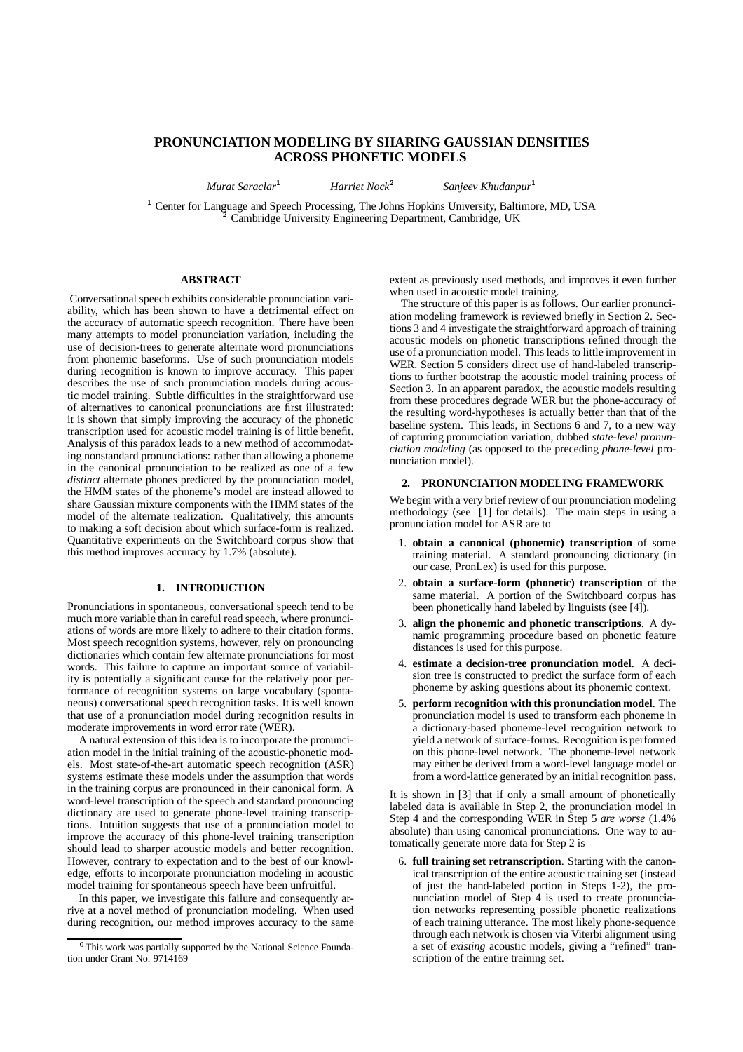# PRONUNCIATION MODELING BY SHARING GAUSSIAN DENSITIES ACROSS PHONETIC MODELS

*Murat Saraclar*[1] *Harriet Nock*[2] *Sanjeev Khudanpur*[1]

[1] Center for Language and Speech Processing, The Johns Hopkins University, Baltimore, MD, USA
[2] Cambridge University Engineering Department, Cambridge, UK

## ABSTRACT

Conversational speech exhibits considerable pronunciation variability, which has been shown to have a detrimental effect on the accuracy of automatic speech recognition. There have been many attempts to model pronunciation variation, including the use of decision-trees to generate alternate word pronunciations from phonemic baseforms. Use of such pronunciation models during recognition is known to improve accuracy. This paper describes the use of such pronunciation models during acoustic model training. Subtle difficulties in the straightforward use of alternatives to canonical pronunciations are first illustrated: it is shown that simply improving the accuracy of the phonetic transcription used for acoustic model training is of little benefit. Analysis of this paradox leads to a new method of accommodating nonstandard pronunciations: rather than allowing a phoneme in the canonical pronunciation to be realized as one of a few *distinct* alternate phones predicted by the pronunciation model, the HMM states of the phoneme's model are instead allowed to share Gaussian mixture components with the HMM states of the model of the alternate realization. Qualitatively, this amounts to making a soft decision about which surface-form is realized. Quantitative experiments on the Switchboard corpus show that this method improves accuracy by 1.7% (absolute).

## 1. INTRODUCTION

Pronunciations in spontaneous, conversational speech tend to be much more variable than in careful read speech, where pronunciations of words are more likely to adhere to their citation forms. Most speech recognition systems, however, rely on pronouncing dictionaries which contain few alternate pronunciations for most words. This failure to capture an important source of variability is potentially a significant cause for the relatively poor performance of recognition systems on large vocabulary (spontaneous) conversational speech recognition tasks. It is well known that use of a pronunciation model during recognition results in moderate improvements in word error rate (WER).

A natural extension of this idea is to incorporate the pronunciation model in the initial training of the acoustic-phonetic models. Most state-of-the-art automatic speech recognition (ASR) systems estimate these models under the assumption that words in the training corpus are pronounced in their canonical form. A word-level transcription of the speech and standard pronouncing dictionary are used to generate phone-level training transcriptions. Intuition suggests that use of a pronunciation model to improve the accuracy of this phone-level training transcription should lead to sharper acoustic models and better recognition. However, contrary to expectation and to the best of our knowledge, efforts to incorporate pronunciation modeling in acoustic model training for spontaneous speech have been unfruitful.

In this paper, we investigate this failure and consequently arrive at a novel method of pronunciation modeling. When used during recognition, our method improves accuracy to the same extent as previously used methods, and improves it even further when used in acoustic model training.

The structure of this paper is as follows. Our earlier pronunciation modeling framework is reviewed briefly in Section 2. Sections 3 and 4 investigate the straightforward approach of training acoustic models on phonetic transcriptions refined through the use of a pronunciation model. This leads to little improvement in WER. Section 5 considers direct use of hand-labeled transcriptions to further bootstrap the acoustic model training process of Section 3. In an apparent paradox, the acoustic models resulting from these procedures degrade WER but the phone-accuracy of the resulting word-hypotheses is actually better than that of the baseline system. This leads, in Sections 6 and 7, to a new way of capturing pronunciation variation, dubbed *state-level pronunciation modeling* (as opposed to the preceding *phone-level* pronunciation model).

## 2. PRONUNCIATION MODELING FRAMEWORK

We begin with a very brief review of our pronunciation modeling methodology (see [1] for details). The main steps in using a pronunciation model for ASR are to

1. **obtain a canonical (phonemic) transcription** of some training material. A standard pronouncing dictionary (in our case, PronLex) is used for this purpose.
2. **obtain a surface-form (phonetic) transcription** of the same material. A portion of the Switchboard corpus has been phonetically hand labeled by linguists (see [4]).
3. **align the phonemic and phonetic transcriptions**. A dynamic programming procedure based on phonetic feature distances is used for this purpose.
4. **estimate a decision-tree pronunciation model**. A decision tree is constructed to predict the surface form of each phoneme by asking questions about its phonemic context.
5. **perform recognition with this pronunciation model**. The pronunciation model is used to transform each phoneme in a dictionary-based phoneme-level recognition network to yield a network of surface-forms. Recognition is performed on this phone-level network. The phoneme-level network may either be derived from a word-level language model or from a word-lattice generated by an initial recognition pass.

It is shown in [3] that if only a small amount of phonetically labeled data is available in Step 2, the pronunciation model in Step 4 and the corresponding WER in Step 5 *are worse* (1.4% absolute) than using canonical pronunciations. One way to automatically generate more data for Step 2 is

6. **full training set retranscription**. Starting with the canonical transcription of the entire acoustic training set (instead of just the hand-labeled portion in Steps 1-2), the pronunciation model of Step 4 is used to create pronunciation networks representing possible phonetic realizations of each training utterance. The most likely phone-sequence through each network is chosen via Viterbi alignment using a set of *existing* acoustic models, giving a "refined" transcription of the entire training set.

[0] This work was partially supported by the National Science Foundation under Grant No. 9714169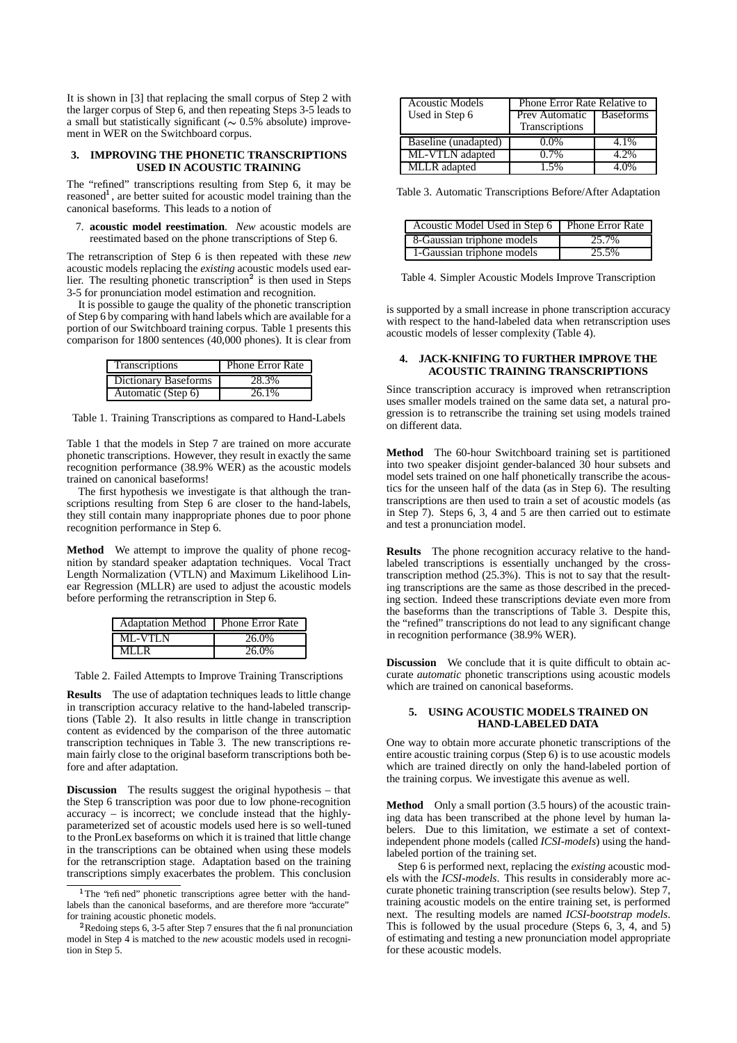It is shown in [3] that replacing the small corpus of Step 2 with the larger corpus of Step 6, and then repeating Steps 3-5 leads to a small but statistically significant ($\sim$ 0.5% absolute) improvement in WER on the Switchboard corpus.

## 3. IMPROVING THE PHONETIC TRANSCRIPTIONS USED IN ACOUSTIC TRAINING

The "refined" transcriptions resulting from Step 6, it may be reasoned[1], are better suited for acoustic model training than the canonical baseforms. This leads to a notion of

7. **acoustic model reestimation**. *New* acoustic models are reestimated based on the phone transcriptions of Step 6.

The retranscription of Step 6 is then repeated with these *new* acoustic models replacing the *existing* acoustic models used earlier. The resulting phonetic transcription[2] is then used in Steps 3-5 for pronunciation model estimation and recognition.

It is possible to gauge the quality of the phonetic transcription of Step 6 by comparing with hand labels which are available for a portion of our Switchboard training corpus. Table 1 presents this comparison for 1800 sentences (40,000 phones). It is clear from

| Transcriptions | Phone Error Rate |
|---|---|
| Dictionary Baseforms | 28.3% |
| Automatic (Step 6) | 26.1% |

Table 1. Training Transcriptions as compared to Hand-Labels

Table 1 that the models in Step 7 are trained on more accurate phonetic transcriptions. However, they result in exactly the same recognition performance (38.9% WER) as the acoustic models trained on canonical baseforms!

The first hypothesis we investigate is that although the transcriptions resulting from Step 6 are closer to the hand-labels, they still contain many inappropriate phones due to poor phone recognition performance in Step 6.

**Method** We attempt to improve the quality of phone recognition by standard speaker adaptation techniques. Vocal Tract Length Normalization (VTLN) and Maximum Likelihood Linear Regression (MLLR) are used to adjust the acoustic models before performing the retranscription in Step 6.

| Adaptation Method | Phone Error Rate |
|---|---|
| ML-VTLN | 26.0% |
| MLLR | 26.0% |

Table 2. Failed Attempts to Improve Training Transcriptions

**Results** The use of adaptation techniques leads to little change in transcription accuracy relative to the hand-labeled transcriptions (Table 2). It also results in little change in transcription content as evidenced by the comparison of the three automatic transcription techniques in Table 3. The new transcriptions remain fairly close to the original baseform transcriptions both before and after adaptation.

**Discussion** The results suggest the original hypothesis – that the Step 6 transcription was poor due to low phone-recognition accuracy – is incorrect; we conclude instead that the highly-parameterized set of acoustic models used here is so well-tuned to the PronLex baseforms on which it is trained that little change in the transcriptions can be obtained when using these models for the retranscription stage. Adaptation based on the training transcriptions simply exacerbates the problem. This conclusion

| Acoustic Models Used in Step 6 | Phone Error Rate Relative to | |
|---|---|---|
| | Prev Automatic Transcriptions | Baseforms |
| Baseline (unadapted) | 0.0% | 4.1% |
| ML-VTLN adapted | 0.7% | 4.2% |
| MLLR adapted | 1.5% | 4.0% |

Table 3. Automatic Transcriptions Before/After Adaptation

| Acoustic Model Used in Step 6 | Phone Error Rate |
|---|---|
| 8-Gaussian triphone models | 25.7% |
| 1-Gaussian triphone models | 25.5% |

Table 4. Simpler Acoustic Models Improve Transcription

is supported by a small increase in phone transcription accuracy with respect to the hand-labeled data when retranscription uses acoustic models of lesser complexity (Table 4).

## 4. JACK-KNIFING TO FURTHER IMPROVE THE ACOUSTIC TRAINING TRANSCRIPTIONS

Since transcription accuracy is improved when retranscription uses smaller models trained on the same data set, a natural progression is to retranscribe the training set using models trained on different data.

**Method** The 60-hour Switchboard training set is partitioned into two speaker disjoint gender-balanced 30 hour subsets and model sets trained on one half phonetically transcribe the acoustics for the unseen half of the data (as in Step 6). The resulting transcriptions are then used to train a set of acoustic models (as in Step 7). Steps 6, 3, 4 and 5 are then carried out to estimate and test a pronunciation model.

**Results** The phone recognition accuracy relative to the hand-labeled transcriptions is essentially unchanged by the cross-transcription method (25.3%). This is not to say that the resulting transcriptions are the same as those described in the preceding section. Indeed these transcriptions deviate even more from the baseforms than the transcriptions of Table 3. Despite this, the "refined" transcriptions do not lead to any significant change in recognition performance (38.9% WER).

**Discussion** We conclude that it is quite difficult to obtain accurate *automatic* phonetic transcriptions using acoustic models which are trained on canonical baseforms.

## 5. USING ACOUSTIC MODELS TRAINED ON HAND-LABELED DATA

One way to obtain more accurate phonetic transcriptions of the entire acoustic training corpus (Step 6) is to use acoustic models which are trained directly on only the hand-labeled portion of the training corpus. We investigate this avenue as well.

**Method** Only a small portion (3.5 hours) of the acoustic training data has been transcribed at the phone level by human labelers. Due to this limitation, we estimate a set of context-independent phone models (called *ICSI-models*) using the hand-labeled portion of the training set.

Step 6 is performed next, replacing the *existing* acoustic models with the *ICSI-models*. This results in considerably more accurate phonetic training transcription (see results below). Step 7, training acoustic models on the entire training set, is performed next. The resulting models are named *ICSI-bootstrap models*. This is followed by the usual procedure (Steps 6, 3, 4, and 5) of estimating and testing a new pronunciation model appropriate for these acoustic models.

[1] The "refined" phonetic transcriptions agree better with the hand-labels than the canonical baseforms, and are therefore more "accurate" for training acoustic phonetic models.

[2] Redoing steps 6, 3-5 after Step 7 ensures that the final pronunciation model in Step 4 is matched to the *new* acoustic models used in recognition in Step 5.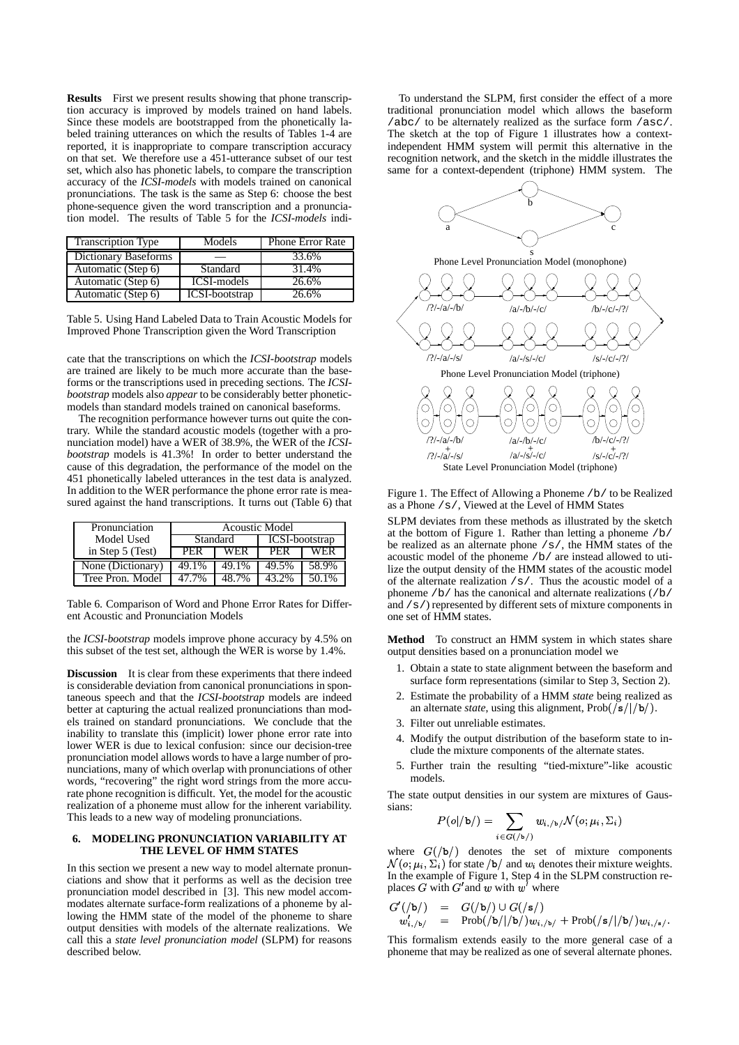**Results** First we present results showing that phone transcription accuracy is improved by models trained on hand labels. Since these models are bootstrapped from the phonetically labeled training utterances on which the results of Tables 1-4 are reported, it is inappropriate to compare transcription accuracy on that set. We therefore use a 451-utterance subset of our test set, which also has phonetic labels, to compare the transcription accuracy of the *ICSI-models* with models trained on canonical pronunciations. The task is the same as Step 6: choose the best phone-sequence given the word transcription and a pronunciation model. The results of Table 5 for the *ICSI-models* indicate that the transcriptions on which the *ICSI-bootstrap* models are trained are likely to be much more accurate than the baseforms or the transcriptions used in preceding sections. The *ICSI-bootstrap* models also *appear* to be considerably better phonetic-models than standard models trained on canonical baseforms.

| Transcription Type | Models | Phone Error Rate |
|---|---|---|
| Dictionary Baseforms | — | 33.6% |
| Automatic (Step 6) | Standard | 31.4% |
| Automatic (Step 6) | ICSI-models | 26.6% |
| Automatic (Step 6) | ICSI-bootstrap | 26.6% |

Table 5. Using Hand Labeled Data to Train Acoustic Models for Improved Phone Transcription given the Word Transcription

The recognition performance however turns out quite the contrary. While the standard acoustic models (together with a pronunciation model) have a WER of 38.9%, the WER of the *ICSI-bootstrap* models is 41.3%! In order to better understand the cause of this degradation, the performance of the model on the 451 phonetically labeled utterances in the test data is analyzed. In addition to the WER performance the phone error rate is measured against the hand transcriptions. It turns out (Table 6) that the *ICSI-bootstrap* models improve phone accuracy by 4.5% on this subset of the test set, although the WER is worse by 1.4%.

| Pronunciation Model Used in Step 5 (Test) | Acoustic Model: Standard PER | Standard WER | ICSI-bootstrap PER | ICSI-bootstrap WER |
|---|---|---|---|---|
| None (Dictionary) | 49.1% | 49.1% | 49.5% | 58.9% |
| Tree Pron. Model | 47.7% | 48.7% | 43.2% | 50.1% |

Table 6. Comparison of Word and Phone Error Rates for Different Acoustic and Pronunciation Models

**Discussion** It is clear from these experiments that there indeed is considerable deviation from canonical pronunciations in spontaneous speech and that the *ICSI-bootstrap* models are indeed better at capturing the actual realized pronunciations than models trained on standard pronunciations. We conclude that the inability to translate this (implicit) lower phone error rate into lower WER is due to lexical confusion: since our decision-tree pronunciation model allows words to have a large number of pronunciations, many of which overlap with pronunciations of other words, "recovering" the right word strings from the more accurate phone recognition is difficult. Yet, the model for the acoustic realization of a phoneme must allow for the inherent variability. This leads to a new way of modeling pronunciations.

## 6. MODELING PRONUNCIATION VARIABILITY AT THE LEVEL OF HMM STATES

In this section we present a new way to model alternate pronunciations and show that it performs as well as the decision tree pronunciation model described in [3]. This new model accommodates alternate surface-form realizations of a phoneme by allowing the HMM state of the model of the phoneme to share output densities with models of the alternate realizations. We call this a *state level pronunciation model* (SLPM) for reasons described below.

To understand the SLPM, first consider the effect of a more traditional pronunciation model which allows the baseform /abc/ to be alternately realized as the surface form /asc/. The sketch at the top of Figure 1 illustrates how a context-independent HMM system will permit this alternative in the recognition network, and the sketch in the middle illustrates the same for a context-dependent (triphone) HMM system. The SLPM deviates from these methods as illustrated by the sketch at the bottom of Figure 1. Rather than letting a phoneme /b/ be realized as an alternate phone /s/, the HMM states of the acoustic model of the phoneme /b/ are instead allowed to utilize the output density of the HMM states of the acoustic model of the alternate realization /s/. Thus the acoustic model of a phoneme /b/ has the canonical and alternate realizations (/b/ and /s/) represented by different sets of mixture components in one set of HMM states.

Figure 1. The Effect of Allowing a Phoneme /b/ to be Realized as a Phone /s/, Viewed at the Level of HMM States

**Method** To construct an HMM system in which states share output densities based on a pronunciation model we

1. Obtain a state to state alignment between the baseform and surface form representations (similar to Step 3, Section 2).
2. Estimate the probability of a HMM *state* being realized as an alternate *state*, using this alignment, Prob(/s/|/b/).
3. Filter out unreliable estimates.
4. Modify the output distribution of the baseform state to include the mixture components of the alternate states.
5. Further train the resulting "tied-mixture"-like acoustic models.

The state output densities in our system are mixtures of Gaussians:

$$P(o|/\mathtt{b}/) = \sum_{i \in G(/\mathtt{b}/)} w_{i,/\mathtt{b}/} \mathcal{N}(o; \mu_i, \Sigma_i)$$

where $G(/\mathtt{b}/)$ denotes the set of mixture components $\mathcal{N}(o; \mu_i, \Sigma_i)$ for state /b/ and $w_i$ denotes their mixture weights. In the example of Figure 1, Step 4 in the SLPM construction replaces $G$ with $G'$ and $w$ with $w'$ where

$$\begin{aligned} G'(/\mathtt{b}/) &= G(/\mathtt{b}/) \cup G(/\mathtt{s}/) \\ w'_{i,/\mathtt{b}/} &= \text{Prob}(/\mathtt{b}/|/\mathtt{b}/) w_{i,/\mathtt{b}/} + \text{Prob}(/\mathtt{s}/|/\mathtt{b}/) w_{i,/\mathtt{s}/}. \end{aligned}$$

This formalism extends easily to the more general case of a phoneme that may be realized as one of several alternate phones.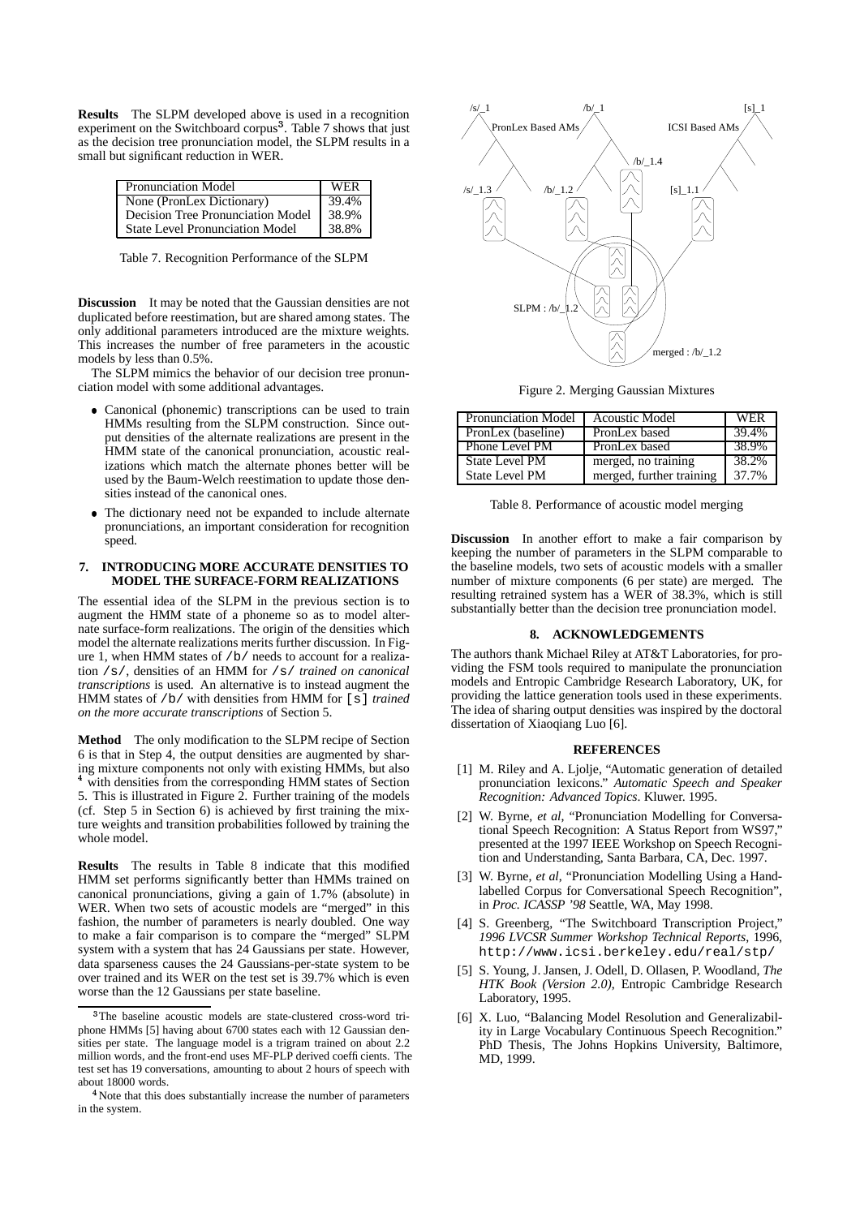**Results** The SLPM developed above is used in a recognition experiment on the Switchboard corpus[3]. Table 7 shows that just as the decision tree pronunciation model, the SLPM results in a small but significant reduction in WER.

| Pronunciation Model | WER |
|---|---|
| None (PronLex Dictionary) | 39.4% |
| Decision Tree Pronunciation Model | 38.9% |
| State Level Pronunciation Model | 38.8% |

Table 7. Recognition Performance of the SLPM

**Discussion** It may be noted that the Gaussian densities are not duplicated before reestimation, but are shared among states. The only additional parameters introduced are the mixture weights. This increases the number of free parameters in the acoustic models by less than 0.5%.

The SLPM mimics the behavior of our decision tree pronunciation model with some additional advantages.

- Canonical (phonemic) transcriptions can be used to train HMMs resulting from the SLPM construction. Since output densities of the alternate realizations are present in the HMM state of the canonical pronunciation, acoustic realizations which match the alternate phones better will be used by the Baum-Welch reestimation to update those densities instead of the canonical ones.
- The dictionary need not be expanded to include alternate pronunciations, an important consideration for recognition speed.

## 7. INTRODUCING MORE ACCURATE DENSITIES TO MODEL THE SURFACE-FORM REALIZATIONS

The essential idea of the SLPM in the previous section is to augment the HMM state of a phoneme so as to model alternate surface-form realizations. The origin of the densities which model the alternate realizations merits further discussion. In Figure 1, when HMM states of /b/ needs to account for a realization /s/, densities of an HMM for /s/ *trained on canonical transcriptions* is used. An alternative is to instead augment the HMM states of /b/ with densities from HMM for [s] *trained on the more accurate transcriptions* of Section 5.

**Method** The only modification to the SLPM recipe of Section 6 is that in Step 4, the output densities are augmented by sharing mixture components not only with existing HMMs, but also [4] with densities from the corresponding HMM states of Section 5. This is illustrated in Figure 2. Further training of the models (cf. Step 5 in Section 6) is achieved by first training the mixture weights and transition probabilities followed by training the whole model.

**Results** The results in Table 8 indicate that this modified HMM set performs significantly better than HMMs trained on canonical pronunciations, giving a gain of 1.7% (absolute) in WER. When two sets of acoustic models are "merged" in this fashion, the number of parameters is nearly doubled. One way to make a fair comparison is to compare the "merged" SLPM system with a system that has 24 Gaussians per state. However, data sparseness causes the 24 Gaussians-per-state system to be over trained and its WER on the test set is 39.7% which is even worse than the 12 Gaussians per state baseline.

[3] The baseline acoustic models are state-clustered cross-word triphone HMMs [5] having about 6700 states each with 12 Gaussian densities per state. The language model is a trigram trained on about 2.2 million words, and the front-end uses MF-PLP derived coefficients. The test set has 19 conversations, amounting to about 2 hours of speech with about 18000 words.

[4] Note that this does substantially increase the number of parameters in the system.

/s/_1
/b/_1
[s]_1
PronLex Based AMs
ICSI Based AMs
/b/_1.4
/s/_1.3
/b/_1.2
[s]_1.1
SLPM : /b/_1.2
merged : /b/_1.2

Figure 2. Merging Gaussian Mixtures

| Pronunciation Model | Acoustic Model | WER |
|---|---|---|
| PronLex (baseline) | PronLex based | 39.4% |
| Phone Level PM | PronLex based | 38.9% |
| State Level PM | merged, no training | 38.2% |
| State Level PM | merged, further training | 37.7% |

Table 8. Performance of acoustic model merging

**Discussion** In another effort to make a fair comparison by keeping the number of parameters in the SLPM comparable to the baseline models, two sets of acoustic models with a smaller number of mixture components (6 per state) are merged. The resulting retrained system has a WER of 38.3%, which is still substantially better than the decision tree pronunciation model.

## 8. ACKNOWLEDGEMENTS

The authors thank Michael Riley at AT&T Laboratories, for providing the FSM tools required to manipulate the pronunciation models and Entropic Cambridge Research Laboratory, UK, for providing the lattice generation tools used in these experiments. The idea of sharing output densities was inspired by the doctoral dissertation of Xiaoqiang Luo [6].

## REFERENCES

[1] M. Riley and A. Ljolje, "Automatic generation of detailed pronunciation lexicons." *Automatic Speech and Speaker Recognition: Advanced Topics*. Kluwer. 1995.

[2] W. Byrne, *et al*, "Pronunciation Modelling for Conversational Speech Recognition: A Status Report from WS97," presented at the 1997 IEEE Workshop on Speech Recognition and Understanding, Santa Barbara, CA, Dec. 1997.

[3] W. Byrne, *et al*, "Pronunciation Modelling Using a Hand-labelled Corpus for Conversational Speech Recognition", in *Proc. ICASSP '98* Seattle, WA, May 1998.

[4] S. Greenberg, "The Switchboard Transcription Project," *1996 LVCSR Summer Workshop Technical Reports*, 1996, http://www.icsi.berkeley.edu/real/stp/

[5] S. Young, J. Jansen, J. Odell, D. Ollasen, P. Woodland, *The HTK Book (Version 2.0)*, Entropic Cambridge Research Laboratory, 1995.

[6] X. Luo, "Balancing Model Resolution and Generalizability in Large Vocabulary Continuous Speech Recognition." PhD Thesis, The Johns Hopkins University, Baltimore, MD, 1999.